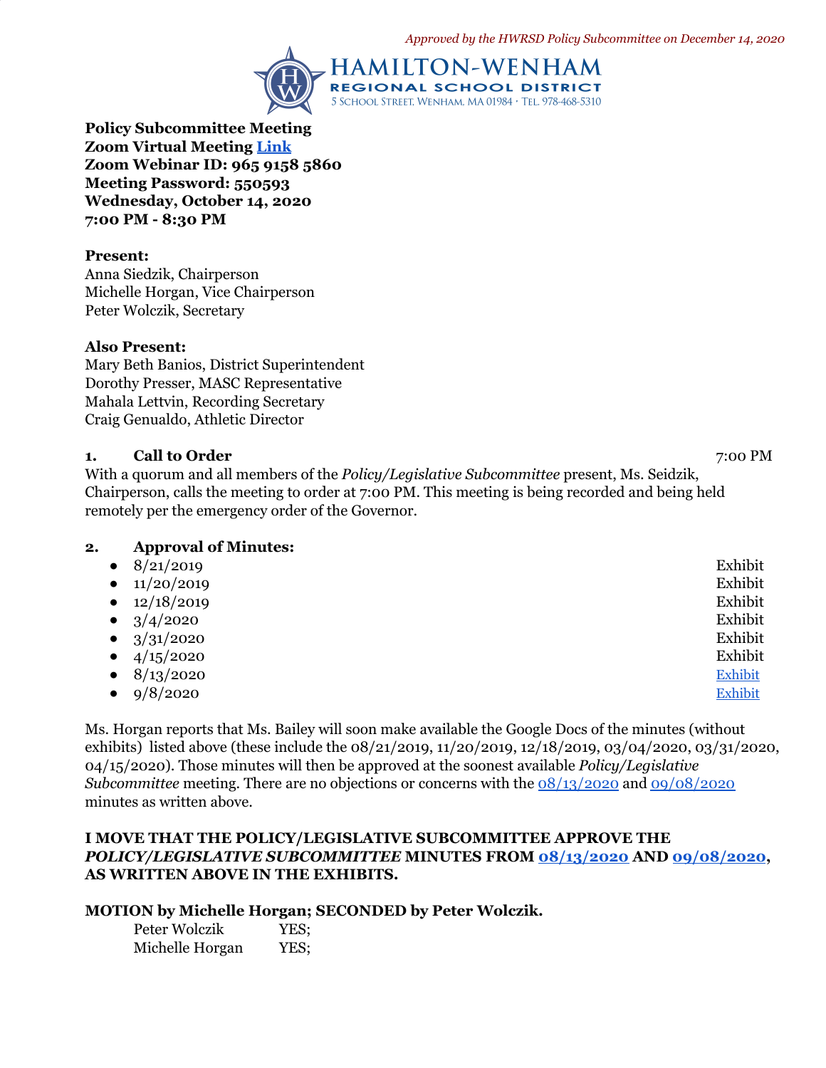*Approved by the HWRSD Policy Subcommittee on December 14, 2020*

HAMILTON-WENHAM REGIONAL SCHOOL DISTRICT
5 School Street, Wenham, MA 01984 · Tel. 978-468-5310

**Policy Subcommittee Meeting**
**Zoom Virtual Meeting Link**
**Zoom Webinar ID: 965 9158 5860**
**Meeting Password: 550593**
**Wednesday, October 14, 2020**
**7:00 PM - 8:30 PM**

**Present:**
Anna Siedzik, Chairperson
Michelle Horgan, Vice Chairperson
Peter Wolczik, Secretary

**Also Present:**
Mary Beth Banios, District Superintendent
Dorothy Presser, MASC Representative
Mahala Lettvin, Recording Secretary
Craig Genualdo, Athletic Director

**1. Call to Order** 7:00 PM

With a quorum and all members of the *Policy/Legislative Subcommittee* present, Ms. Seidzik, Chairperson, calls the meeting to order at 7:00 PM. This meeting is being recorded and being held remotely per the emergency order of the Governor.

**2. Approval of Minutes:**

- 8/21/2019 Exhibit
- 11/20/2019 Exhibit
- 12/18/2019 Exhibit
- 3/4/2020 Exhibit
- 3/31/2020 Exhibit
- 4/15/2020 Exhibit
- 8/13/2020 Exhibit
- 9/8/2020 Exhibit

Ms. Horgan reports that Ms. Bailey will soon make available the Google Docs of the minutes (without exhibits) listed above (these include the 08/21/2019, 11/20/2019, 12/18/2019, 03/04/2020, 03/31/2020, 04/15/2020). Those minutes will then be approved at the soonest available *Policy/Legislative Subcommittee* meeting. There are no objections or concerns with the 08/13/2020 and 09/08/2020 minutes as written above.

**I MOVE THAT THE POLICY/LEGISLATIVE SUBCOMMITTEE APPROVE THE *POLICY/LEGISLATIVE SUBCOMMITTEE* MINUTES FROM 08/13/2020 AND 09/08/2020, AS WRITTEN ABOVE IN THE EXHIBITS.**

**MOTION by Michelle Horgan; SECONDED by Peter Wolczik.**

Peter Wolczik YES;
Michelle Horgan YES;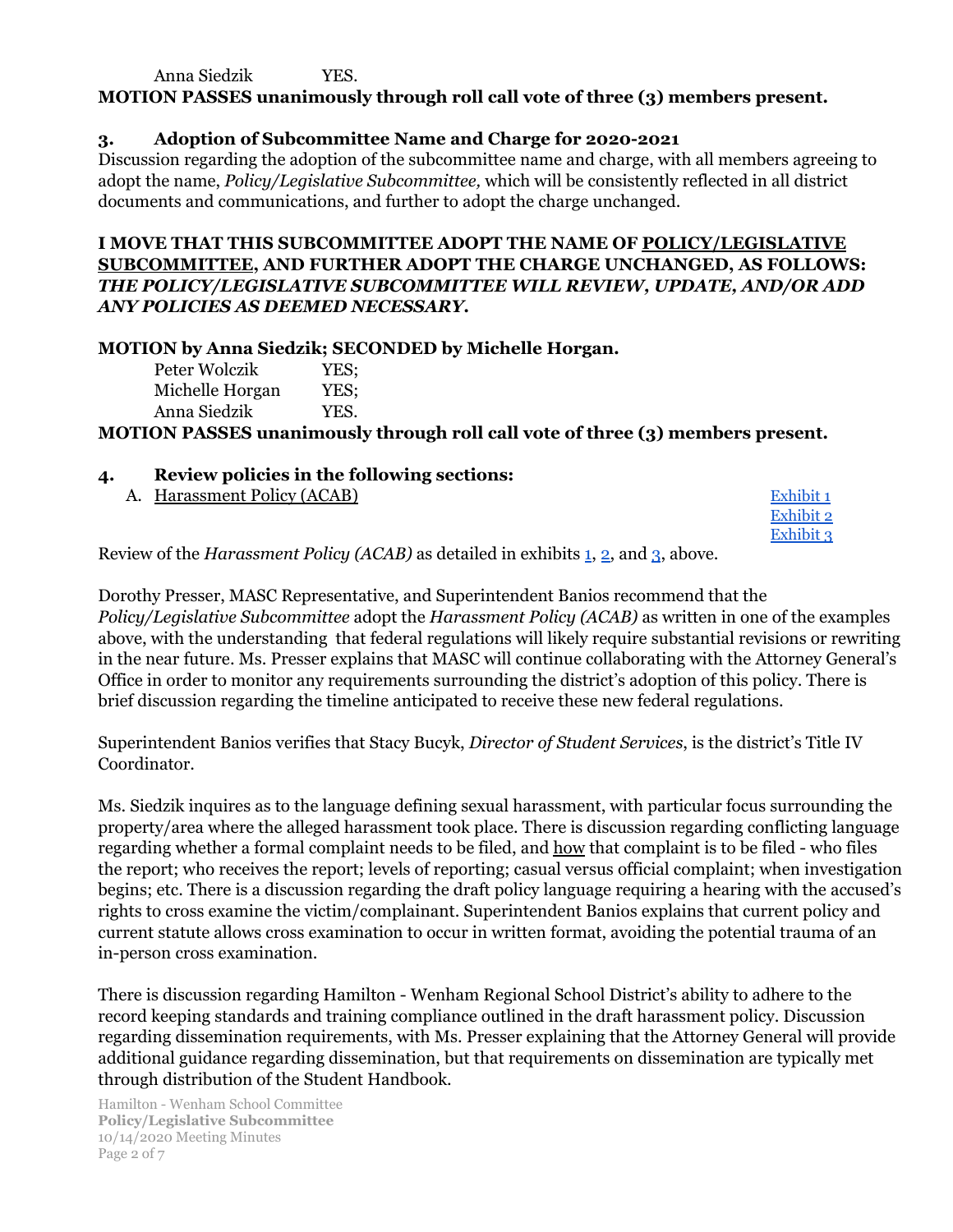Anna Siedzik YES.

**MOTION PASSES unanimously through roll call vote of three (3) members present.**

### 3. Adoption of Subcommittee Name and Charge for 2020-2021

Discussion regarding the adoption of the subcommittee name and charge, with all members agreeing to adopt the name, *Policy/Legislative Subcommittee,* which will be consistently reflected in all district documents and communications, and further to adopt the charge unchanged.

**I MOVE THAT THIS SUBCOMMITTEE ADOPT THE NAME OF POLICY/LEGISLATIVE SUBCOMMITTEE, AND FURTHER ADOPT THE CHARGE UNCHANGED, AS FOLLOWS: *THE POLICY/LEGISLATIVE SUBCOMMITTEE WILL REVIEW, UPDATE, AND/OR ADD ANY POLICIES AS DEEMED NECESSARY.***

**MOTION by Anna Siedzik; SECONDED by Michelle Horgan.**

Peter Wolczik YES;
Michelle Horgan YES;
Anna Siedzik YES.

**MOTION PASSES unanimously through roll call vote of three (3) members present.**

### 4. Review policies in the following sections:

A. Harassment Policy (ACAB) — Exhibit 1, Exhibit 2, Exhibit 3

Review of the *Harassment Policy (ACAB)* as detailed in exhibits 1, 2, and 3, above.

Dorothy Presser, MASC Representative, and Superintendent Banios recommend that the *Policy/Legislative Subcommittee* adopt the *Harassment Policy (ACAB)* as written in one of the examples above, with the understanding that federal regulations will likely require substantial revisions or rewriting in the near future. Ms. Presser explains that MASC will continue collaborating with the Attorney General's Office in order to monitor any requirements surrounding the district's adoption of this policy. There is brief discussion regarding the timeline anticipated to receive these new federal regulations.

Superintendent Banios verifies that Stacy Bucyk, *Director of Student Services*, is the district's Title IV Coordinator.

Ms. Siedzik inquires as to the language defining sexual harassment, with particular focus surrounding the property/area where the alleged harassment took place. There is discussion regarding conflicting language regarding whether a formal complaint needs to be filed, and how that complaint is to be filed - who files the report; who receives the report; levels of reporting; casual versus official complaint; when investigation begins; etc. There is a discussion regarding the draft policy language requiring a hearing with the accused's rights to cross examine the victim/complainant. Superintendent Banios explains that current policy and current statute allows cross examination to occur in written format, avoiding the potential trauma of an in-person cross examination.

There is discussion regarding Hamilton - Wenham Regional School District's ability to adhere to the record keeping standards and training compliance outlined in the draft harassment policy. Discussion regarding dissemination requirements, with Ms. Presser explaining that the Attorney General will provide additional guidance regarding dissemination, but that requirements on dissemination are typically met through distribution of the Student Handbook.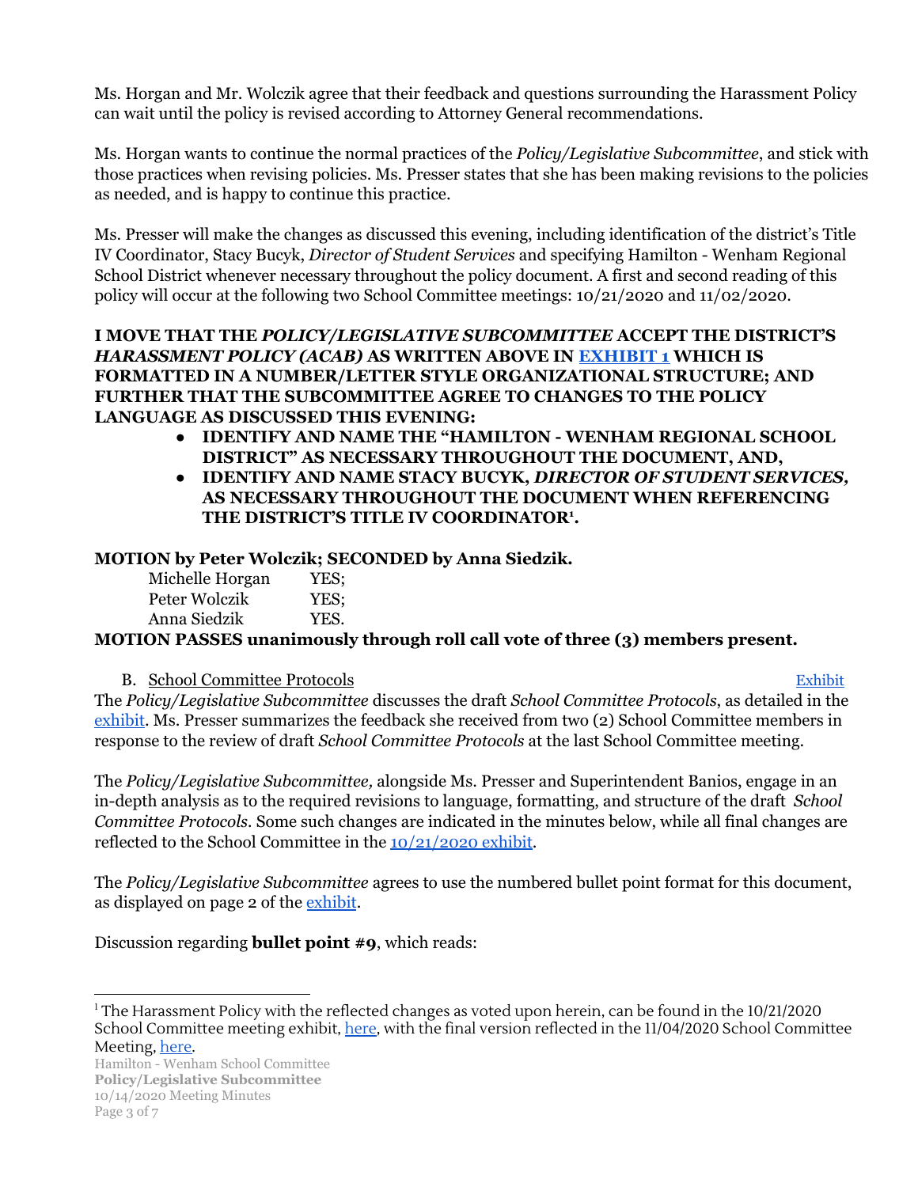Ms. Horgan and Mr. Wolczik agree that their feedback and questions surrounding the Harassment Policy can wait until the policy is revised according to Attorney General recommendations.

Ms. Horgan wants to continue the normal practices of the *Policy/Legislative Subcommittee*, and stick with those practices when revising policies. Ms. Presser states that she has been making revisions to the policies as needed, and is happy to continue this practice.

Ms. Presser will make the changes as discussed this evening, including identification of the district's Title IV Coordinator, Stacy Bucyk, *Director of Student Services* and specifying Hamilton - Wenham Regional School District whenever necessary throughout the policy document. A first and second reading of this policy will occur at the following two School Committee meetings: 10/21/2020 and 11/02/2020.

**I MOVE THAT THE *POLICY/LEGISLATIVE SUBCOMMITTEE* ACCEPT THE DISTRICT'S *HARASSMENT POLICY (ACAB)* AS WRITTEN ABOVE IN EXHIBIT 1 WHICH IS FORMATTED IN A NUMBER/LETTER STYLE ORGANIZATIONAL STRUCTURE; AND FURTHER THAT THE SUBCOMMITTEE AGREE TO CHANGES TO THE POLICY LANGUAGE AS DISCUSSED THIS EVENING:**

- **IDENTIFY AND NAME THE "HAMILTON - WENHAM REGIONAL SCHOOL DISTRICT" AS NECESSARY THROUGHOUT THE DOCUMENT, AND,**
- **IDENTIFY AND NAME STACY BUCYK, *DIRECTOR OF STUDENT SERVICES*, AS NECESSARY THROUGHOUT THE DOCUMENT WHEN REFERENCING THE DISTRICT'S TITLE IV COORDINATOR[1].**

**MOTION by Peter Wolczik; SECONDED by Anna Siedzik.**

Michelle Horgan YES;
Peter Wolczik YES;
Anna Siedzik YES.

**MOTION PASSES unanimously through roll call vote of three (3) members present.**

B. School Committee Protocols — Exhibit

The *Policy/Legislative Subcommittee* discusses the draft *School Committee Protocols*, as detailed in the exhibit. Ms. Presser summarizes the feedback she received from two (2) School Committee members in response to the review of draft *School Committee Protocols* at the last School Committee meeting.

The *Policy/Legislative Subcommittee,* alongside Ms. Presser and Superintendent Banios, engage in an in-depth analysis as to the required revisions to language, formatting, and structure of the draft *School Committee Protocols*. Some such changes are indicated in the minutes below, while all final changes are reflected to the School Committee in the 10/21/2020 exhibit.

The *Policy/Legislative Subcommittee* agrees to use the numbered bullet point format for this document, as displayed on page 2 of the exhibit.

Discussion regarding **bullet point #9**, which reads:

---

[1] The Harassment Policy with the reflected changes as voted upon herein, can be found in the 10/21/2020 School Committee meeting exhibit, here, with the final version reflected in the 11/04/2020 School Committee Meeting, here.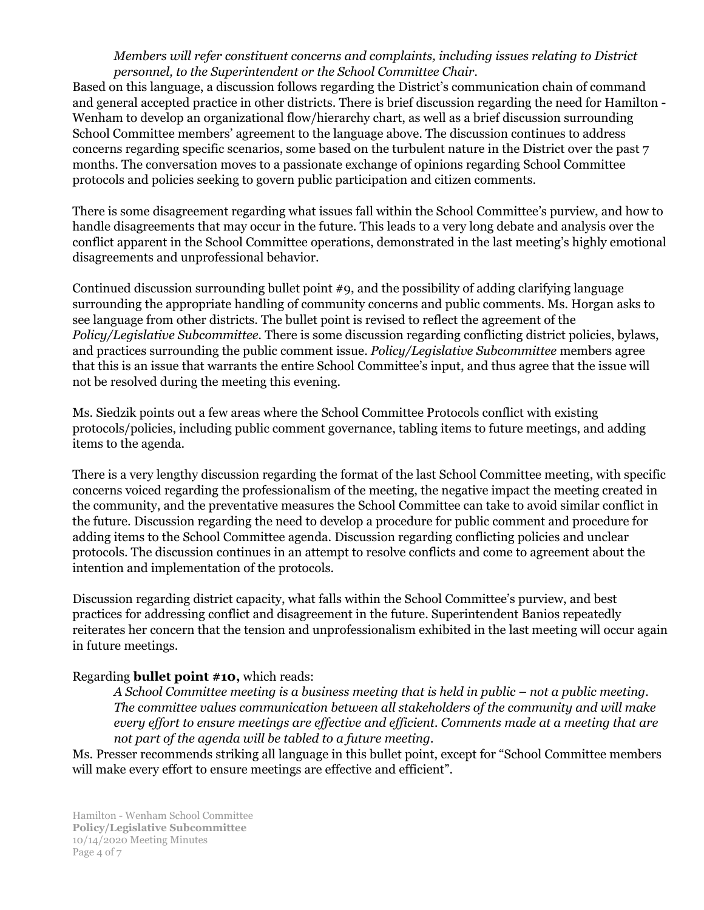> *Members will refer constituent concerns and complaints, including issues relating to District personnel, to the Superintendent or the School Committee Chair.*

Based on this language, a discussion follows regarding the District's communication chain of command and general accepted practice in other districts. There is brief discussion regarding the need for Hamilton - Wenham to develop an organizational flow/hierarchy chart, as well as a brief discussion surrounding School Committee members' agreement to the language above. The discussion continues to address concerns regarding specific scenarios, some based on the turbulent nature in the District over the past 7 months. The conversation moves to a passionate exchange of opinions regarding School Committee protocols and policies seeking to govern public participation and citizen comments.

There is some disagreement regarding what issues fall within the School Committee's purview, and how to handle disagreements that may occur in the future. This leads to a very long debate and analysis over the conflict apparent in the School Committee operations, demonstrated in the last meeting's highly emotional disagreements and unprofessional behavior.

Continued discussion surrounding bullet point #9, and the possibility of adding clarifying language surrounding the appropriate handling of community concerns and public comments. Ms. Horgan asks to see language from other districts. The bullet point is revised to reflect the agreement of the *Policy/Legislative Subcommittee.* There is some discussion regarding conflicting district policies, bylaws, and practices surrounding the public comment issue. *Policy/Legislative Subcommittee* members agree that this is an issue that warrants the entire School Committee's input, and thus agree that the issue will not be resolved during the meeting this evening.

Ms. Siedzik points out a few areas where the School Committee Protocols conflict with existing protocols/policies, including public comment governance, tabling items to future meetings, and adding items to the agenda.

There is a very lengthy discussion regarding the format of the last School Committee meeting, with specific concerns voiced regarding the professionalism of the meeting, the negative impact the meeting created in the community, and the preventative measures the School Committee can take to avoid similar conflict in the future. Discussion regarding the need to develop a procedure for public comment and procedure for adding items to the School Committee agenda. Discussion regarding conflicting policies and unclear protocols. The discussion continues in an attempt to resolve conflicts and come to agreement about the intention and implementation of the protocols.

Discussion regarding district capacity, what falls within the School Committee's purview, and best practices for addressing conflict and disagreement in the future. Superintendent Banios repeatedly reiterates her concern that the tension and unprofessionalism exhibited in the last meeting will occur again in future meetings.

Regarding **bullet point #10,** which reads:

> *A School Committee meeting is a business meeting that is held in public – not a public meeting. The committee values communication between all stakeholders of the community and will make every effort to ensure meetings are effective and efficient. Comments made at a meeting that are not part of the agenda will be tabled to a future meeting.*

Ms. Presser recommends striking all language in this bullet point, except for "School Committee members will make every effort to ensure meetings are effective and efficient".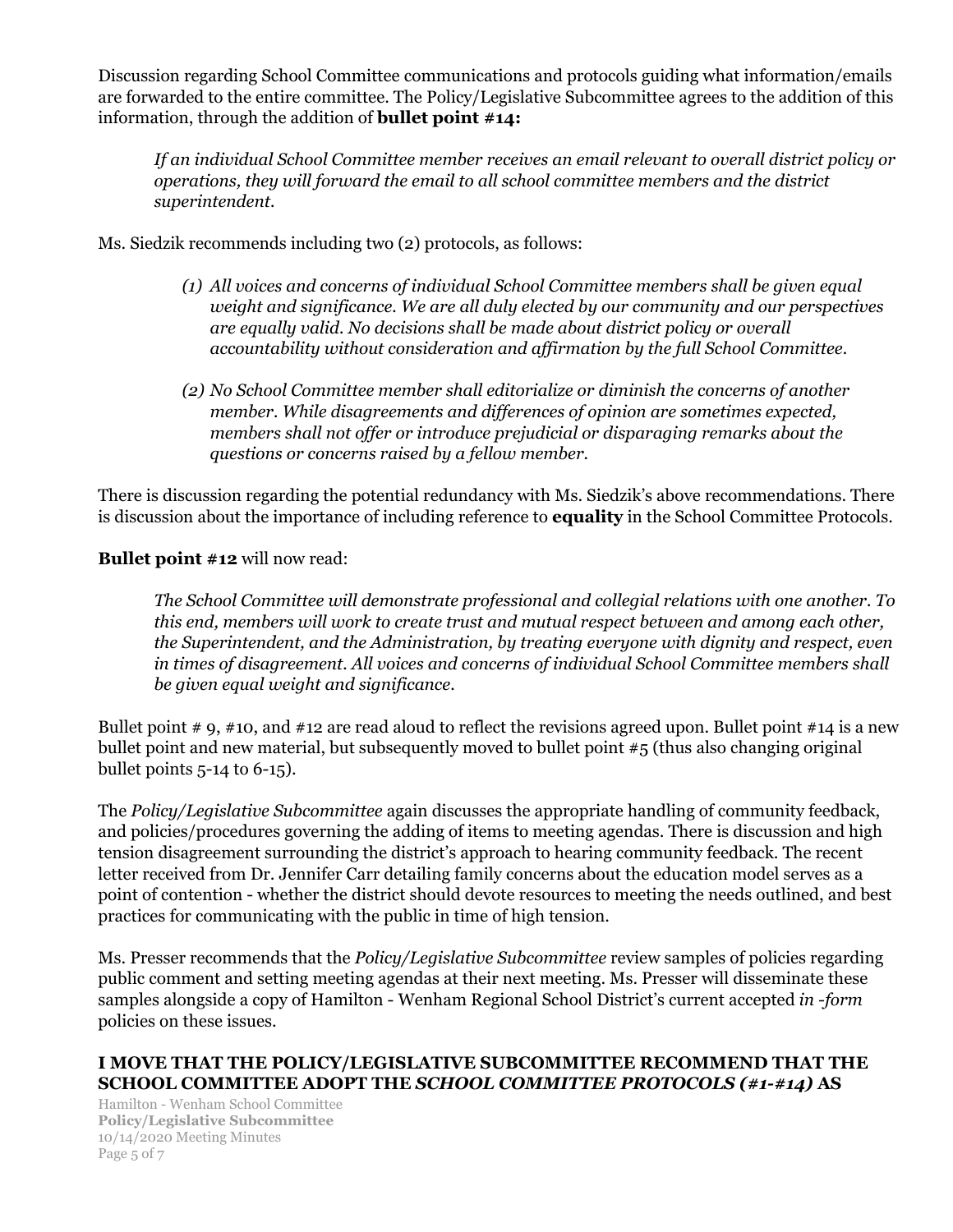Discussion regarding School Committee communications and protocols guiding what information/emails are forwarded to the entire committee. The Policy/Legislative Subcommittee agrees to the addition of this information, through the addition of **bullet point #14:**

> *If an individual School Committee member receives an email relevant to overall district policy or operations, they will forward the email to all school committee members and the district superintendent.*

Ms. Siedzik recommends including two (2) protocols, as follows:

> *(1) All voices and concerns of individual School Committee members shall be given equal weight and significance. We are all duly elected by our community and our perspectives are equally valid. No decisions shall be made about district policy or overall accountability without consideration and affirmation by the full School Committee.*
>
> *(2) No School Committee member shall editorialize or diminish the concerns of another member. While disagreements and differences of opinion are sometimes expected, members shall not offer or introduce prejudicial or disparaging remarks about the questions or concerns raised by a fellow member.*

There is discussion regarding the potential redundancy with Ms. Siedzik's above recommendations. There is discussion about the importance of including reference to **equality** in the School Committee Protocols.

**Bullet point #12** will now read:

> *The School Committee will demonstrate professional and collegial relations with one another. To this end, members will work to create trust and mutual respect between and among each other, the Superintendent, and the Administration, by treating everyone with dignity and respect, even in times of disagreement. All voices and concerns of individual School Committee members shall be given equal weight and significance.*

Bullet point # 9, #10, and #12 are read aloud to reflect the revisions agreed upon. Bullet point #14 is a new bullet point and new material, but subsequently moved to bullet point #5 (thus also changing original bullet points 5-14 to 6-15).

The *Policy/Legislative Subcommittee* again discusses the appropriate handling of community feedback, and policies/procedures governing the adding of items to meeting agendas. There is discussion and high tension disagreement surrounding the district's approach to hearing community feedback. The recent letter received from Dr. Jennifer Carr detailing family concerns about the education model serves as a point of contention - whether the district should devote resources to meeting the needs outlined, and best practices for communicating with the public in time of high tension.

Ms. Presser recommends that the *Policy/Legislative Subcommittee* review samples of policies regarding public comment and setting meeting agendas at their next meeting. Ms. Presser will disseminate these samples alongside a copy of Hamilton - Wenham Regional School District's current accepted *in -form* policies on these issues.

**I MOVE THAT THE POLICY/LEGISLATIVE SUBCOMMITTEE RECOMMEND THAT THE SCHOOL COMMITTEE ADOPT THE *SCHOOL COMMITTEE PROTOCOLS (#1-#14)* AS**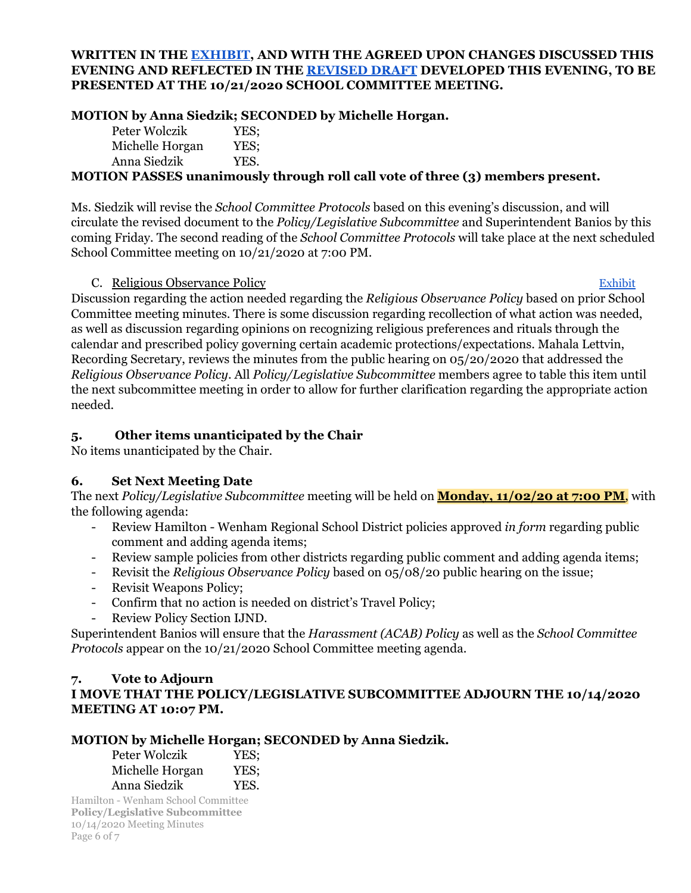**WRITTEN IN THE EXHIBIT, AND WITH THE AGREED UPON CHANGES DISCUSSED THIS EVENING AND REFLECTED IN THE REVISED DRAFT DEVELOPED THIS EVENING, TO BE PRESENTED AT THE 10/21/2020 SCHOOL COMMITTEE MEETING.**

**MOTION by Anna Siedzik; SECONDED by Michelle Horgan.**

Peter Wolczik YES;
Michelle Horgan YES;
Anna Siedzik YES.

**MOTION PASSES unanimously through roll call vote of three (3) members present.**

Ms. Siedzik will revise the *School Committee Protocols* based on this evening's discussion, and will circulate the revised document to the *Policy/Legislative Subcommittee* and Superintendent Banios by this coming Friday. The second reading of the *School Committee Protocols* will take place at the next scheduled School Committee meeting on 10/21/2020 at 7:00 PM.

C. Religious Observance Policy — Exhibit

Discussion regarding the action needed regarding the *Religious Observance Policy* based on prior School Committee meeting minutes. There is some discussion regarding recollection of what action was needed, as well as discussion regarding opinions on recognizing religious preferences and rituals through the calendar and prescribed policy governing certain academic protections/expectations. Mahala Lettvin, Recording Secretary, reviews the minutes from the public hearing on 05/20/2020 that addressed the *Religious Observance Policy*. All *Policy/Legislative Subcommittee* members agree to table this item until the next subcommittee meeting in order to allow for further clarification regarding the appropriate action needed.

## 5. Other items unanticipated by the Chair

No items unanticipated by the Chair.

## 6. Set Next Meeting Date

The next *Policy/Legislative Subcommittee* meeting will be held on **Monday, 11/02/20 at 7:00 PM**, with the following agenda:

- Review Hamilton - Wenham Regional School District policies approved *in form* regarding public comment and adding agenda items;
- Review sample policies from other districts regarding public comment and adding agenda items;
- Revisit the *Religious Observance Policy* based on 05/08/20 public hearing on the issue;
- Revisit Weapons Policy;
- Confirm that no action is needed on district's Travel Policy;
- Review Policy Section IJND.

Superintendent Banios will ensure that the *Harassment (ACAB) Policy* as well as the *School Committee Protocols* appear on the 10/21/2020 School Committee meeting agenda.

## 7. Vote to Adjourn

**I MOVE THAT THE POLICY/LEGISLATIVE SUBCOMMITTEE ADJOURN THE 10/14/2020 MEETING AT 10:07 PM.**

**MOTION by Michelle Horgan; SECONDED by Anna Siedzik.**

Peter Wolczik YES;
Michelle Horgan YES;
Anna Siedzik YES.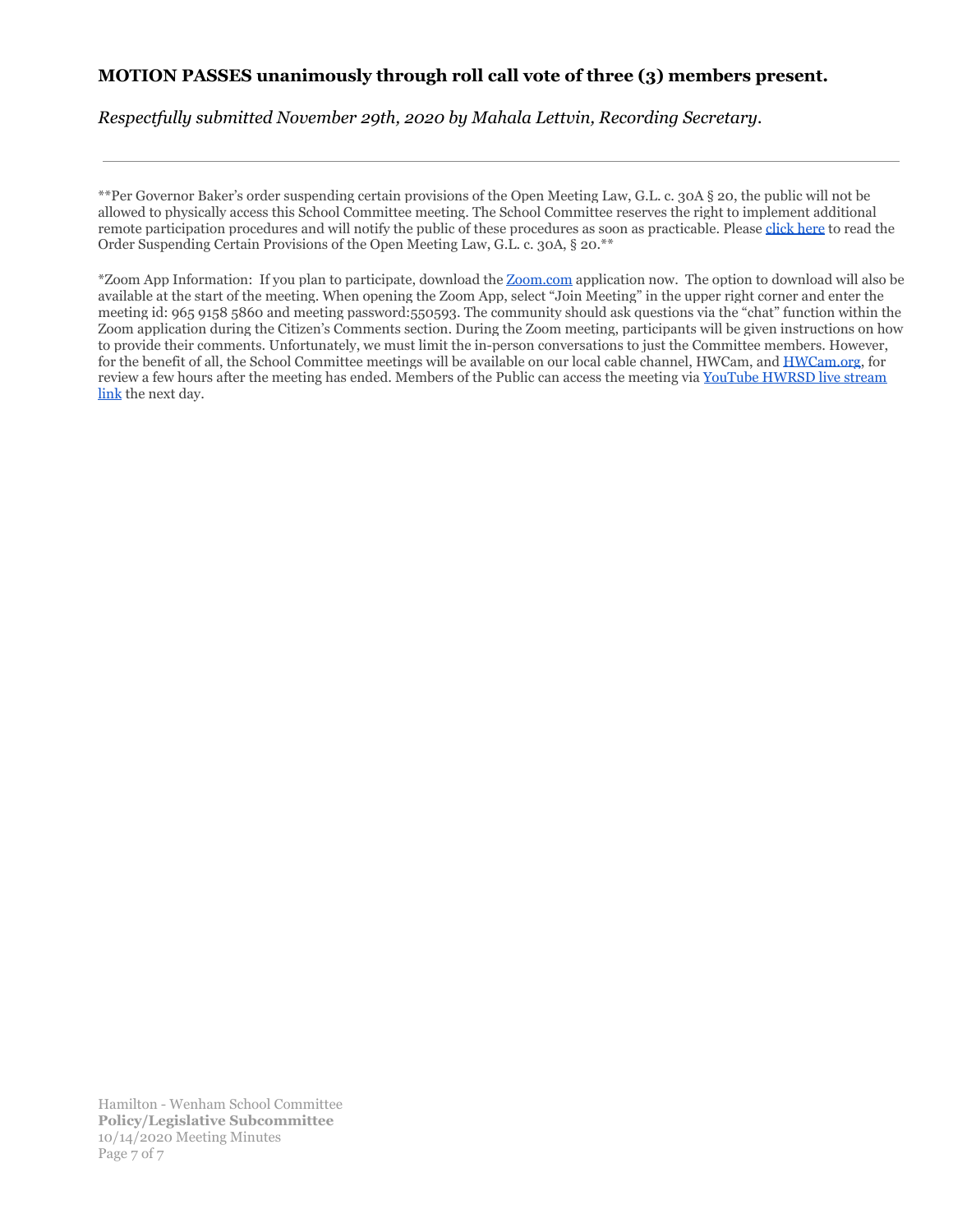**MOTION PASSES unanimously through roll call vote of three (3) members present.**

*Respectfully submitted November 29th, 2020 by Mahala Lettvin, Recording Secretary.*

---

**Per Governor Baker's order suspending certain provisions of the Open Meeting Law, G.L. c. 30A § 20, the public will not be allowed to physically access this School Committee meeting. The School Committee reserves the right to implement additional remote participation procedures and will notify the public of these procedures as soon as practicable. Please click here to read the Order Suspending Certain Provisions of the Open Meeting Law, G.L. c. 30A, § 20.**

*Zoom App Information: If you plan to participate, download the Zoom.com application now. The option to download will also be available at the start of the meeting. When opening the Zoom App, select "Join Meeting" in the upper right corner and enter the meeting id: 965 9158 5860 and meeting password:550593. The community should ask questions via the "chat" function within the Zoom application during the Citizen's Comments section. During the Zoom meeting, participants will be given instructions on how to provide their comments. Unfortunately, we must limit the in-person conversations to just the Committee members. However, for the benefit of all, the School Committee meetings will be available on our local cable channel, HWCam, and HWCam.org, for review a few hours after the meeting has ended. Members of the Public can access the meeting via YouTube HWRSD live stream link the next day.